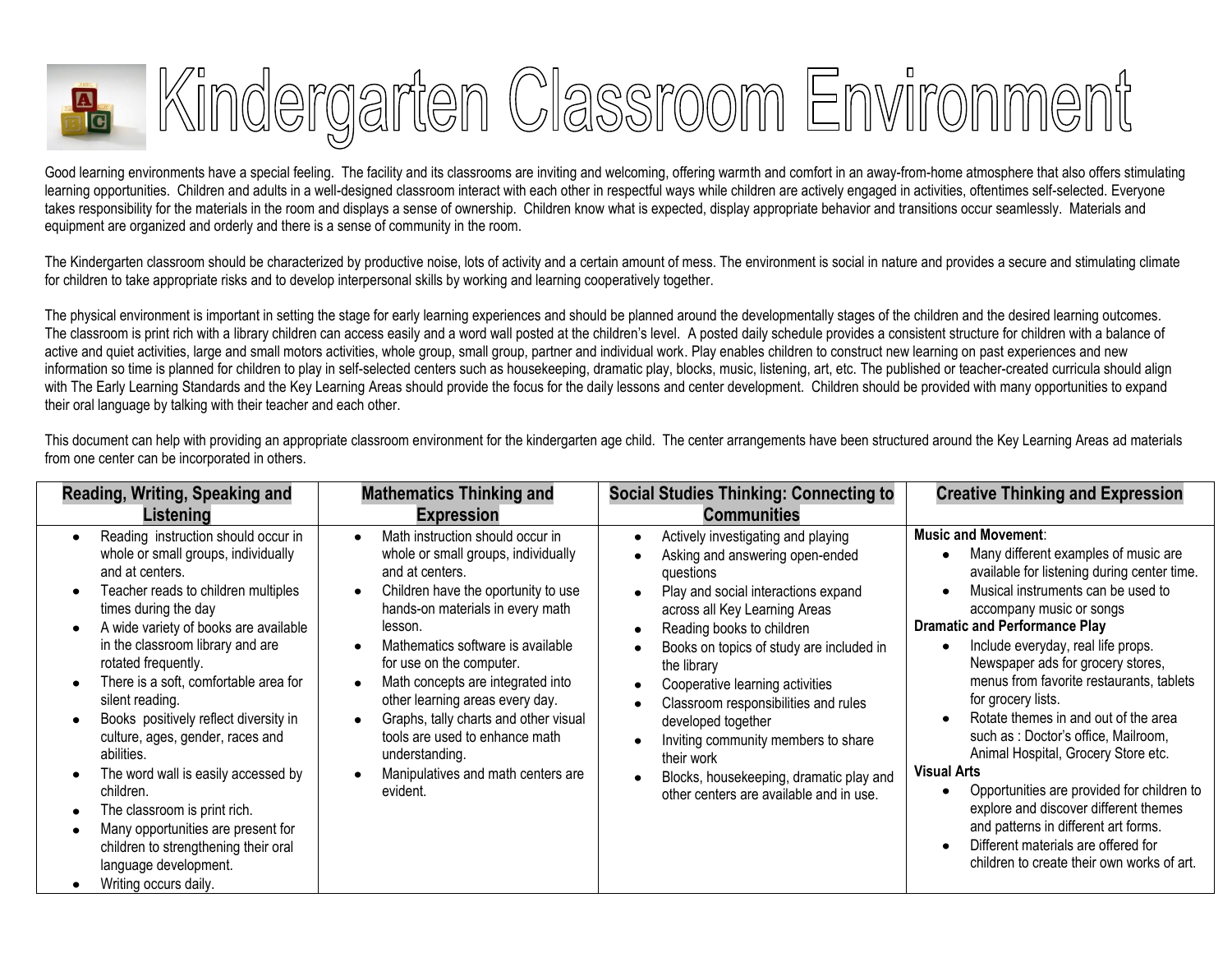# Kindergarten Classroom Environment

Good learning environments have a special feeling. The facility and its classrooms are inviting and welcoming, offering warmth and comfort in an away-from-home atmosphere that also offers stimulating learning opportunities. Children and adults in a well-designed classroom interact with each other in respectful ways while children are actively engaged in activities, oftentimes self-selected. Everyone takes responsibility for the materials in the room and displays a sense of ownership. Children know what is expected, display appropriate behavior and transitions occur seamlessly. Materials and equipment are organized and orderly and there is a sense of community in the room.

The Kindergarten classroom should be characterized by productive noise, lots of activity and a certain amount of mess. The environment is social in nature and provides a secure and stimulating climate for children to take appropriate risks and to develop interpersonal skills by working and learning cooperatively together.

The physical environment is important in setting the stage for early learning experiences and should be planned around the developmentally stages of the children and the desired learning outcomes. The classroom is print rich with a library children can access easily and a word wall posted at the children's level. A posted daily schedule provides a consistent structure for children with a balance of active and quiet activities, large and small motors activities, whole group, small group, partner and individual work. Play enables children to construct new learning on past experiences and new information so time is planned for children to play in self-selected centers such as housekeeping, dramatic play, blocks, music, listening, art, etc. The published or teacher-created curricula should align with The Early Learning Standards and the Key Learning Areas should provide the focus for the daily lessons and center development. Children should be provided with many opportunities to expand their oral language by talking with their teacher and each other.

This document can help with providing an appropriate classroom environment for the kindergarten age child. The center arrangements have been structured around the Key Learning Areas ad materials from one center can be incorporated in others.

| Reading, Writing, Speaking and Listening | Mathematics Thinking and Expression | Social Studies Thinking: Connecting to Communities | Creative Thinking and Expression |
|---|---|---|---|
| • Reading instruction should occur in whole or small groups, individually and at centers.<br>• Teacher reads to children multiples times during the day<br>• A wide variety of books are available in the classroom library and are rotated frequently.<br>• There is a soft, comfortable area for silent reading.<br>• Books positively reflect diversity in culture, ages, gender, races and abilities.<br>• The word wall is easily accessed by children.<br>• The classroom is print rich.<br>• Many opportunities are present for children to strengthening their oral language development.<br>• Writing occurs daily. | • Math instruction should occur in whole or small groups, individually and at centers.<br>• Children have the oportunity to use hands-on materials in every math lesson.<br>• Mathematics software is available for use on the computer.<br>• Math concepts are integrated into other learning areas every day.<br>• Graphs, tally charts and other visual tools are used to enhance math understanding.<br>• Manipulatives and math centers are evident. | • Actively investigating and playing<br>• Asking and answering open-ended questions<br>• Play and social interactions expand across all Key Learning Areas<br>• Reading books to children<br>• Books on topics of study are included in the library<br>• Cooperative learning activities<br>• Classroom responsibilities and rules developed together<br>• Inviting community members to share their work<br>• Blocks, housekeeping, dramatic play and other centers are available and in use. | **Music and Movement**:<br>• Many different examples of music are available for listening during center time.<br>• Musical instruments can be used to accompany music or songs<br>**Dramatic and Performance Play**<br>• Include everyday, real life props. Newspaper ads for grocery stores, menus from favorite restaurants, tablets for grocery lists.<br>• Rotate themes in and out of the area such as : Doctor's office, Mailroom, Animal Hospital, Grocery Store etc.<br>**Visual Arts**<br>• Opportunities are provided for children to explore and discover different themes and patterns in different art forms.<br>• Different materials are offered for children to create their own works of art. |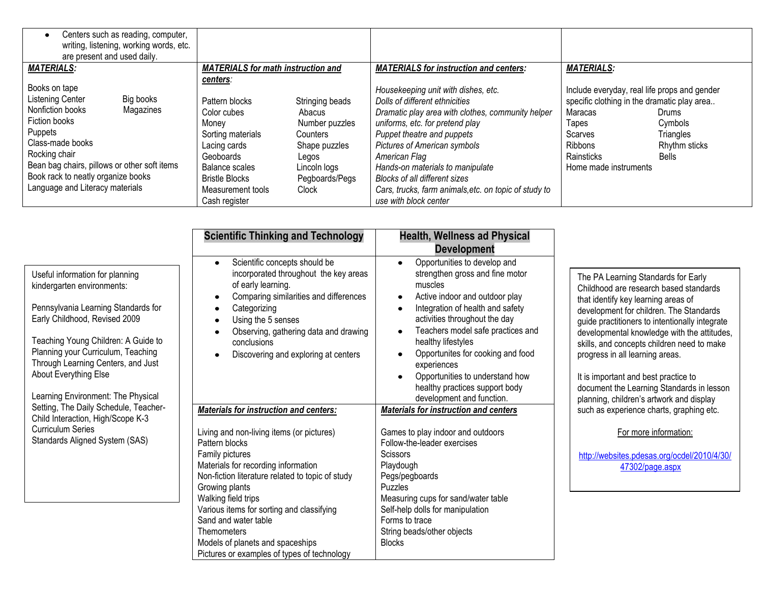| | | | |
|---|---|---|---|
| • Centers such as reading, computer, writing, listening, working words, etc. are present and used daily. | | | |
| ***MATERIALS:***<br><br>Books on tape<br>Listening Center<br>Big books<br>Nonfiction books<br>Magazines<br>Fiction books<br>Puppets<br>Class-made books<br>Rocking chair<br>Bean bag chairs, pillows or other soft items<br>Book rack to neatly organize books<br>Language and Literacy materials | ***MATERIALS for math instruction and centers**:*<br><br>Pattern blocks<br>Stringing beads<br>Color cubes<br>Abacus<br>Money<br>Number puzzles<br>Sorting materials<br>Counters<br>Lacing cards<br>Shape puzzles<br>Geoboards<br>Legos<br>Balance scales<br>Lincoln logs<br>Bristle Blocks<br>Pegboards/Pegs<br>Measurement tools<br>Clock<br>Cash register | ***MATERIALS for instruction and centers:***<br><br>*Housekeeping unit with dishes, etc.*<br>*Dolls of different ethnicities*<br>*Dramatic play area with clothes, community helper uniforms, etc. for pretend play*<br>*Puppet theatre and puppets*<br>*Pictures of American symbols*<br>*American Flag*<br>*Hands-on materials to manipulate*<br>*Blocks of all different sizes*<br>*Cars, trucks, farm animals,etc. on topic of study to use with block center* | ***MATERIALS:***<br><br>Include everyday, real life props and gender specific clothing in the dramatic play area..<br>Maracas<br>Drums<br>Tapes<br>Cymbols<br>Scarves<br>Triangles<br>Ribbons<br>Rhythm sticks<br>Rainsticks<br>Bells<br>Home made instruments |

Useful information for planning kindergarten environments:

Pennsylvania Learning Standards for Early Childhood, Revised 2009

Teaching Young Children: A Guide to Planning your Curriculum, Teaching Through Learning Centers, and Just About Everything Else

Learning Environment: The Physical Setting, The Daily Schedule, Teacher-Child Interaction, High/Scope K-3 Curriculum Series
Standards Aligned System (SAS)

| **Scientific Thinking and Technology** | **Health, Wellness ad Physical Development** |
|---|---|
| • Scientific concepts should be incorporated throughout the key areas of early learning.<br>• Comparing similarities and differences<br>• Categorizing<br>• Using the 5 senses<br>• Observing, gathering data and drawing conclusions<br>• Discovering and exploring at centers | • Opportunities to develop and strengthen gross and fine motor muscles<br>• Active indoor and outdoor play<br>• Integration of health and safety activities throughout the day<br>• Teachers model safe practices and healthy lifestyles<br>• Opportunites for cooking and food experiences<br>• Opportunities to understand how healthy practices support body development and function. |
| ***Materials for instruction and centers:***<br><br>Living and non-living items (or pictures)<br>Pattern blocks<br>Family pictures<br>Materials for recording information<br>Non-fiction literature related to topic of study<br>Growing plants<br>Walking field trips<br>Various items for sorting and classifying<br>Sand and water table<br>Themometers<br>Models of planets and spaceships<br>Pictures or examples of types of technology | ***Materials for instruction and centers***<br><br>Games to play indoor and outdoors<br>Follow-the-leader exercises<br>Scissors<br>Playdough<br>Pegs/pegboards<br>Puzzles<br>Measuring cups for sand/water table<br>Self-help dolls for manipulation<br>Forms to trace<br>String beads/other objects<br>Blocks |

The PA Learning Standards for Early Childhood are research based standards that identify key learning areas of development for children. The Standards guide practitioners to intentionally integrate developmental knowledge with the attitudes, skills, and concepts children need to make progress in all learning areas.

It is important and best practice to document the Learning Standards in lesson planning, children's artwork and display such as experience charts, graphing etc.

For more information:

http://websites.pdesas.org/ocdel/2010/4/30/47302/page.aspx